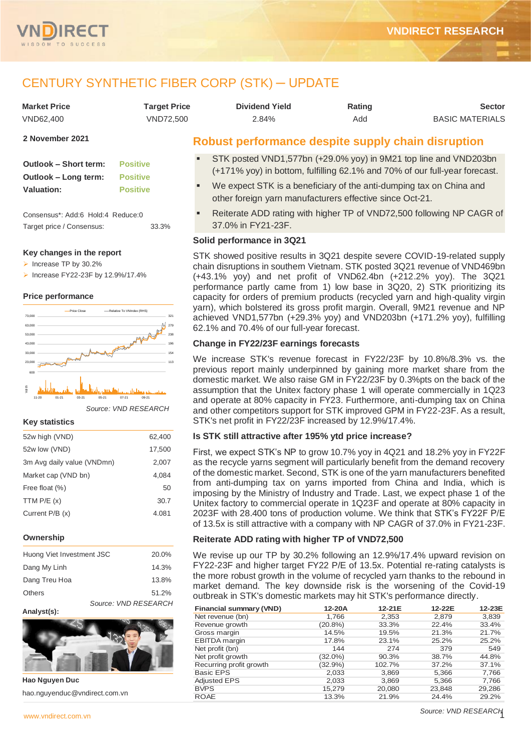# CENTURY SYNTHETIC FIBER CORP (STK) ─ UPDATE

| Market Price | Target Price | Dividend Yield | Rating | Sector |
|---|---|---|---|---|
| VND62,400 | VND72,500 | 2.84% | Add | BASIC MATERIALS |

**2 November 2021**

| | |
|---|---|
| **Outlook – Short term:** | Positive |
| **Outlook – Long term:** | Positive |
| **Valuation:** | Positive |

Consensus*: Add:6 Hold:4 Reduce:0

Target price / Consensus: 33.3%

**Key changes in the report**

- Increase TP by 30.2%
- Increase FY22-23F by 12.9%/17.4%

**Price performance**

Source: VND RESEARCH

**Key statistics**

| | |
|---|---|
| 52w high (VND) | 62,400 |
| 52w low (VND) | 17,500 |
| 3m Avg daily value (VNDmn) | 2,007 |
| Market cap (VND bn) | 4,084 |
| Free float (%) | 50 |
| TTM P/E (x) | 30.7 |
| Current P/B (x) | 4.081 |

**Ownership**

| | |
|---|---|
| Huong Viet Investment JSC | 20.0% |
| Dang My Linh | 14.3% |
| Dang Treu Hoa | 13.8% |
| Others | 51.2% |

Source: VND RESEARCH

**Analyst(s):**

**Hao Nguyen Duc**

hao.nguyenduc@vndirect.com.vn

## Robust performance despite supply chain disruption

- STK posted VND1,577bn (+29.0% yoy) in 9M21 top line and VND203bn (+171% yoy) in bottom, fulfilling 62.1% and 70% of our full-year forecast.
- We expect STK is a beneficiary of the anti-dumping tax on China and other foreign yarn manufacturers effective since Oct-21.
- Reiterate ADD rating with higher TP of VND72,500 following NP CAGR of 37.0% in FY21-23F.

### Solid performance in 3Q21

STK showed positive results in 3Q21 despite severe COVID-19-related supply chain disruptions in southern Vietnam. STK posted 3Q21 revenue of VND469bn (+43.1% yoy) and net profit of VND62.4bn (+212.2% yoy). The 3Q21 performance partly came from 1) low base in 3Q20, 2) STK prioritizing its capacity for orders of premium products (recycled yarn and high-quality virgin yarn), which bolstered its gross profit margin. Overall, 9M21 revenue and NP achieved VND1,577bn (+29.3% yoy) and VND203bn (+171.2% yoy), fulfilling 62.1% and 70.4% of our full-year forecast.

### Change in FY22/23F earnings forecasts

We increase STK's revenue forecast in FY22/23F by 10.8%/8.3% vs. the previous report mainly underpinned by gaining more market share from the domestic market. We also raise GM in FY22/23F by 0.3%pts on the back of the assumption that the Unitex factory phase 1 will operate commercially in 1Q23 and operate at 80% capacity in FY23. Furthermore, anti-dumping tax on China and other competitors support for STK improved GPM in FY22-23F. As a result, STK's net profit in FY22/23F increased by 12.9%/17.4%.

### Is STK still attractive after 195% ytd price increase?

First, we expect STK's NP to grow 10.7% yoy in 4Q21 and 18.2% yoy in FY22F as the recycle yarns segment will particularly benefit from the demand recovery of the domestic market. Second, STK is one of the yarn manufacturers benefited from anti-dumping tax on yarns imported from China and India, which is imposing by the Ministry of Industry and Trade. Last, we expect phase 1 of the Unitex factory to commercial operate in 1Q23F and operate at 80% capacity in 2023F with 28.400 tons of production volume. We think that STK's FY22F P/E of 13.5x is still attractive with a company with NP CAGR of 37.0% in FY21-23F.

### Reiterate ADD rating with higher TP of VND72,500

We revise up our TP by 30.2% following an 12.9%/17.4% upward revision on FY22-23F and higher target FY22 P/E of 13.5x. Potential re-rating catalysts is the more robust growth in the volume of recycled yarn thanks to the rebound in market demand. The key downside risk is the worsening of the Covid-19 outbreak in STK's domestic markets may hit STK's performance directly.

| Financial summary (VND) | 12-20A | 12-21E | 12-22E | 12-23E |
|---|---|---|---|---|
| Net revenue (bn) | 1,766 | 2,353 | 2,879 | 3,839 |
| Revenue growth | (20.8%) | 33.3% | 22.4% | 33.4% |
| Gross margin | 14.5% | 19.5% | 21.3% | 21.7% |
| EBITDA margin | 17.8% | 23.1% | 25.2% | 25.2% |
| Net profit (bn) | 144 | 274 | 379 | 549 |
| Net profit growth | (32.0%) | 90.3% | 38.7% | 44.8% |
| Recurring profit growth | (32.9%) | 102.7% | 37.2% | 37.1% |
| Basic EPS | 2,033 | 3,869 | 5,366 | 7,766 |
| Adjusted EPS | 2,033 | 3,869 | 5,366 | 7,766 |
| BVPS | 15,279 | 20,080 | 23,848 | 29,286 |
| ROAE | 13.3% | 21.9% | 24.4% | 29.2% |

Source: VND RESEARCH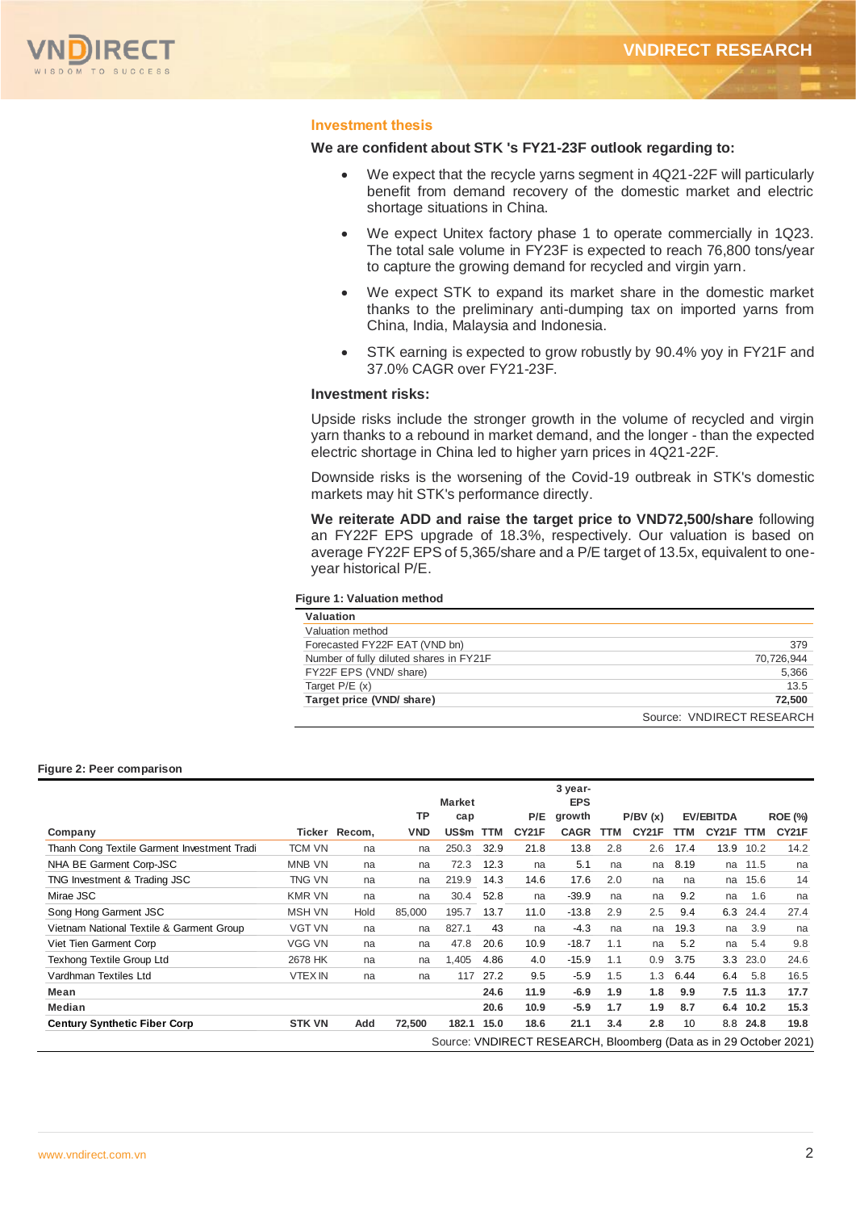## Investment thesis

**We are confident about STK 's FY21-23F outlook regarding to:**

- We expect that the recycle yarns segment in 4Q21-22F will particularly benefit from demand recovery of the domestic market and electric shortage situations in China.
- We expect Unitex factory phase 1 to operate commercially in 1Q23. The total sale volume in FY23F is expected to reach 76,800 tons/year to capture the growing demand for recycled and virgin yarn.
- We expect STK to expand its market share in the domestic market thanks to the preliminary anti-dumping tax on imported yarns from China, India, Malaysia and Indonesia.
- STK earning is expected to grow robustly by 90.4% yoy in FY21F and 37.0% CAGR over FY21-23F.

**Investment risks:**

Upside risks include the stronger growth in the volume of recycled and virgin yarn thanks to a rebound in market demand, and the longer - than the expected electric shortage in China led to higher yarn prices in 4Q21-22F.

Downside risks is the worsening of the Covid-19 outbreak in STK's domestic markets may hit STK's performance directly.

**We reiterate ADD and raise the target price to VND72,500/share** following an FY22F EPS upgrade of 18.3%, respectively. Our valuation is based on average FY22F EPS of 5,365/share and a P/E target of 13.5x, equivalent to one-year historical P/E.

**Figure 1: Valuation method**

| **Valuation** | |
|---|---|
| Valuation method | |
| Forecasted FY22F EAT (VND bn) | 379 |
| Number of fully diluted shares in FY21F | 70,726,944 |
| FY22F EPS (VND/ share) | 5,366 |
| Target P/E (x) | 13.5 |
| **Target price (VND/ share)** | **72,500** |

Source: VNDIRECT RESEARCH

**Figure 2: Peer comparison**

| Company | Ticker | Recom, | TP VND | Market cap US$m | P/E TTM | P/E CY21F | 3 year-EPS growth CAGR | P/BV (x) TTM | P/BV (x) CY21F | EV/EBITDA TTM | EV/EBITDA CY21F | ROE (%) TTM | ROE (%) CY21F |
|---|---|---|---|---|---|---|---|---|---|---|---|---|---|
| Thanh Cong Textile Garment Investment Tradi | TCM VN | na | na | 250.3 | 32.9 | 21.8 | 13.8 | 2.8 | 2.6 | 17.4 | 13.9 | 10.2 | 14.2 |
| NHA BE Garment Corp-JSC | MNB VN | na | na | 72.3 | 12.3 | na | 5.1 | na | na | 8.19 | na | 11.5 | na |
| TNG Investment & Trading JSC | TNG VN | na | na | 219.9 | 14.3 | 14.6 | 17.6 | 2.0 | na | na | na | 15.6 | 14 |
| Mirae JSC | KMR VN | na | na | 30.4 | 52.8 | na | -39.9 | na | na | 9.2 | na | 1.6 | na |
| Song Hong Garment JSC | MSH VN | Hold | 85,000 | 195.7 | 13.7 | 11.0 | -13.8 | 2.9 | 2.5 | 9.4 | 6.3 | 24.4 | 27.4 |
| Vietnam National Textile & Garment Group | VGT VN | na | na | 827.1 | 43 | na | -4.3 | na | na | 19.3 | na | 3.9 | na |
| Viet Tien Garment Corp | VGG VN | na | na | 47.8 | 20.6 | 10.9 | -18.7 | 1.1 | na | 5.2 | na | 5.4 | 9.8 |
| Texhong Textile Group Ltd | 2678 HK | na | na | 1,405 | 4.86 | 4.0 | -15.9 | 1.1 | 0.9 | 3.75 | 3.3 | 23.0 | 24.6 |
| Vardhman Textiles Ltd | VTEX IN | na | na | 117 | 27.2 | 9.5 | -5.9 | 1.5 | 1.3 | 6.44 | 6.4 | 5.8 | 16.5 |
| **Mean** | | | | | **24.6** | **11.9** | **-6.9** | **1.9** | **1.8** | **9.9** | **7.5** | **11.3** | **17.7** |
| **Median** | | | | | **20.6** | **10.9** | **-5.9** | **1.7** | **1.9** | **8.7** | **6.4** | **10.2** | **15.3** |
| **Century Synthetic Fiber Corp** | **STK VN** | **Add** | **72,500** | **182.1** | **15.0** | **18.6** | **21.1** | **3.4** | **2.8** | **10** | **8.8** | **24.8** | **19.8** |

Source: VNDIRECT RESEARCH, Bloomberg (Data as in 29 October 2021)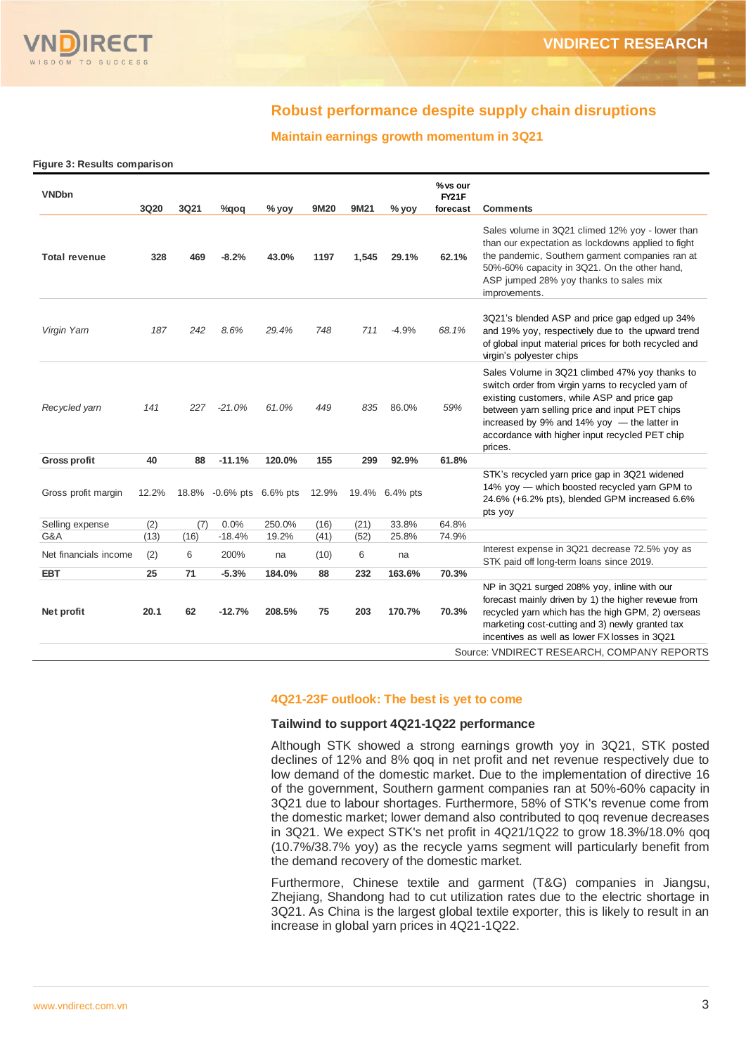## Robust performance despite supply chain disruptions

### Maintain earnings growth momentum in 3Q21

**Figure 3: Results comparison**

| VNDbn | 3Q20 | 3Q21 | %qoq | % yoy | 9M20 | 9M21 | % yoy | % vs our FY21F forecast | Comments |
|---|---|---|---|---|---|---|---|---|---|
| **Total revenue** | **328** | **469** | **-8.2%** | **43.0%** | **1197** | **1,545** | **29.1%** | **62.1%** | Sales volume in 3Q21 climed 12% yoy - lower than than our expectation as lockdowns applied to fight the pandemic, Southern garment companies ran at 50%-60% capacity in 3Q21. On the other hand, ASP jumped 28% yoy thanks to sales mix improvements. |
| *Virgin Yarn* | *187* | *242* | *8.6%* | *29.4%* | *748* | *711* | *-4.9%* | *68.1%* | 3Q21's blended ASP and price gap edged up 34% and 19% yoy, respectively due to the upward trend of global input material prices for both recycled and virgin's polyester chips |
| *Recycled yarn* | *141* | *227* | *-21.0%* | *61.0%* | *449* | *835* | 86.0% | *59%* | Sales Volume in 3Q21 climbed 47% yoy thanks to switch order from virgin yarns to recycled yarn of existing customers, while ASP and price gap between yarn selling price and input PET chips increased by 9% and 14% yoy — the latter in accordance with higher input recycled PET chip prices. |
| **Gross profit** | **40** | **88** | **-11.1%** | **120.0%** | **155** | **299** | **92.9%** | **61.8%** | |
| Gross profit margin | 12.2% | 18.8% | -0.6% pts | 6.6% pts | 12.9% | 19.4% | 6.4% pts | | STK's recycled yarn price gap in 3Q21 widened 14% yoy — which boosted recycled yarn GPM to 24.6% (+6.2% pts), blended GPM increased 6.6% pts yoy |
| Selling expense | (2) | (7) | 0.0% | 250.0% | (16) | (21) | 33.8% | 64.8% | |
| G&A | (13) | (16) | -18.4% | 19.2% | (41) | (52) | 25.8% | 74.9% | |
| Net financials income | (2) | 6 | 200% | na | (10) | 6 | na | | Interest expense in 3Q21 decrease 72.5% yoy as STK paid off long-term loans since 2019. |
| **EBT** | **25** | **71** | **-5.3%** | **184.0%** | **88** | **232** | **163.6%** | **70.3%** | |
| **Net profit** | **20.1** | **62** | **-12.7%** | **208.5%** | **75** | **203** | **170.7%** | **70.3%** | NP in 3Q21 surged 208% yoy, inline with our forecast mainly driven by 1) the higher revenue from recycled yarn which has the high GPM, 2) overseas marketing cost-cutting and 3) newly granted tax incentives as well as lower FX losses in 3Q21 |

Source: VNDIRECT RESEARCH, COMPANY REPORTS

## 4Q21-23F outlook: The best is yet to come

### Tailwind to support 4Q21-1Q22 performance

Although STK showed a strong earnings growth yoy in 3Q21, STK posted declines of 12% and 8% qoq in net profit and net revenue respectively due to low demand of the domestic market. Due to the implementation of directive 16 of the government, Southern garment companies ran at 50%-60% capacity in 3Q21 due to labour shortages. Furthermore, 58% of STK's revenue come from the domestic market; lower demand also contributed to qoq revenue decreases in 3Q21. We expect STK's net profit in 4Q21/1Q22 to grow 18.3%/18.0% qoq (10.7%/38.7% yoy) as the recycle yarns segment will particularly benefit from the demand recovery of the domestic market.

Furthermore, Chinese textile and garment (T&G) companies in Jiangsu, Zhejiang, Shandong had to cut utilization rates due to the electric shortage in 3Q21. As China is the largest global textile exporter, this is likely to result in an increase in global yarn prices in 4Q21-1Q22.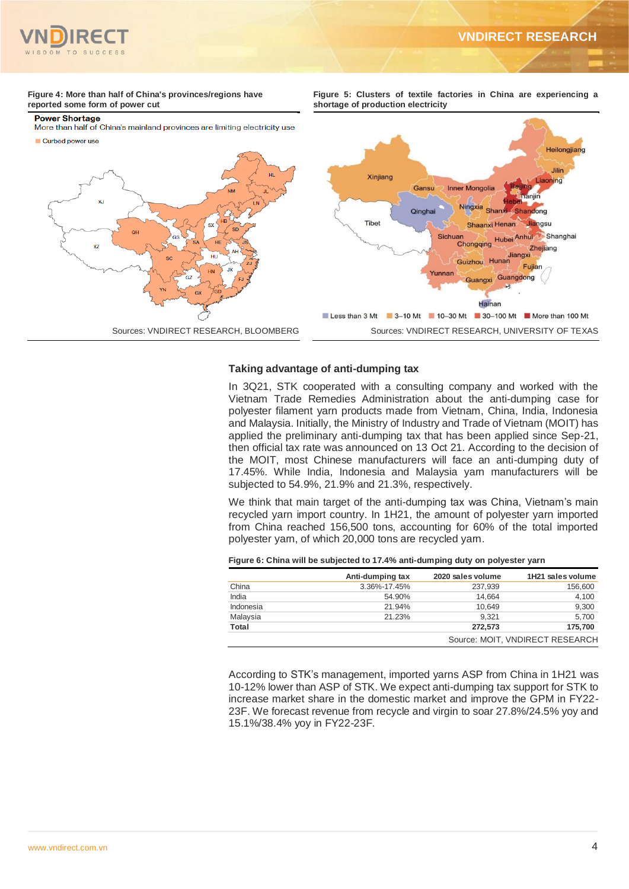Figure 4: More than half of China's provinces/regions have reported some form of power cut

Sources: VNDIRECT RESEARCH, BLOOMBERG

Figure 5: Clusters of textile factories in China are experiencing a shortage of production electricity

Sources: VNDIRECT RESEARCH, UNIVERSITY OF TEXAS

### Taking advantage of anti-dumping tax

In 3Q21, STK cooperated with a consulting company and worked with the Vietnam Trade Remedies Administration about the anti-dumping case for polyester filament yarn products made from Vietnam, China, India, Indonesia and Malaysia. Initially, the Ministry of Industry and Trade of Vietnam (MOIT) has applied the preliminary anti-dumping tax that has been applied since Sep-21, then official tax rate was announced on 13 Oct 21. According to the decision of the MOIT, most Chinese manufacturers will face an anti-dumping duty of 17.45%. While India, Indonesia and Malaysia yarn manufacturers will be subjected to 54.9%, 21.9% and 21.3%, respectively.

We think that main target of the anti-dumping tax was China, Vietnam's main recycled yarn import country. In 1H21, the amount of polyester yarn imported from China reached 156,500 tons, accounting for 60% of the total imported polyester yarn, of which 20,000 tons are recycled yarn.

Figure 6: China will be subjected to 17.4% anti-dumping duty on polyester yarn

| | Anti-dumping tax | 2020 sales volume | 1H21 sales volume |
|---|---|---|---|
| China | 3.36%-17.45% | 237,939 | 156,600 |
| India | 54.90% | 14,664 | 4,100 |
| Indonesia | 21.94% | 10,649 | 9,300 |
| Malaysia | 21.23% | 9,321 | 5,700 |
| **Total** | | **272,573** | **175,700** |

Source: MOIT, VNDIRECT RESEARCH

According to STK's management, imported yarns ASP from China in 1H21 was 10-12% lower than ASP of STK. We expect anti-dumping tax support for STK to increase market share in the domestic market and improve the GPM in FY22-23F. We forecast revenue from recycle and virgin to soar 27.8%/24.5% yoy and 15.1%/38.4% yoy in FY22-23F.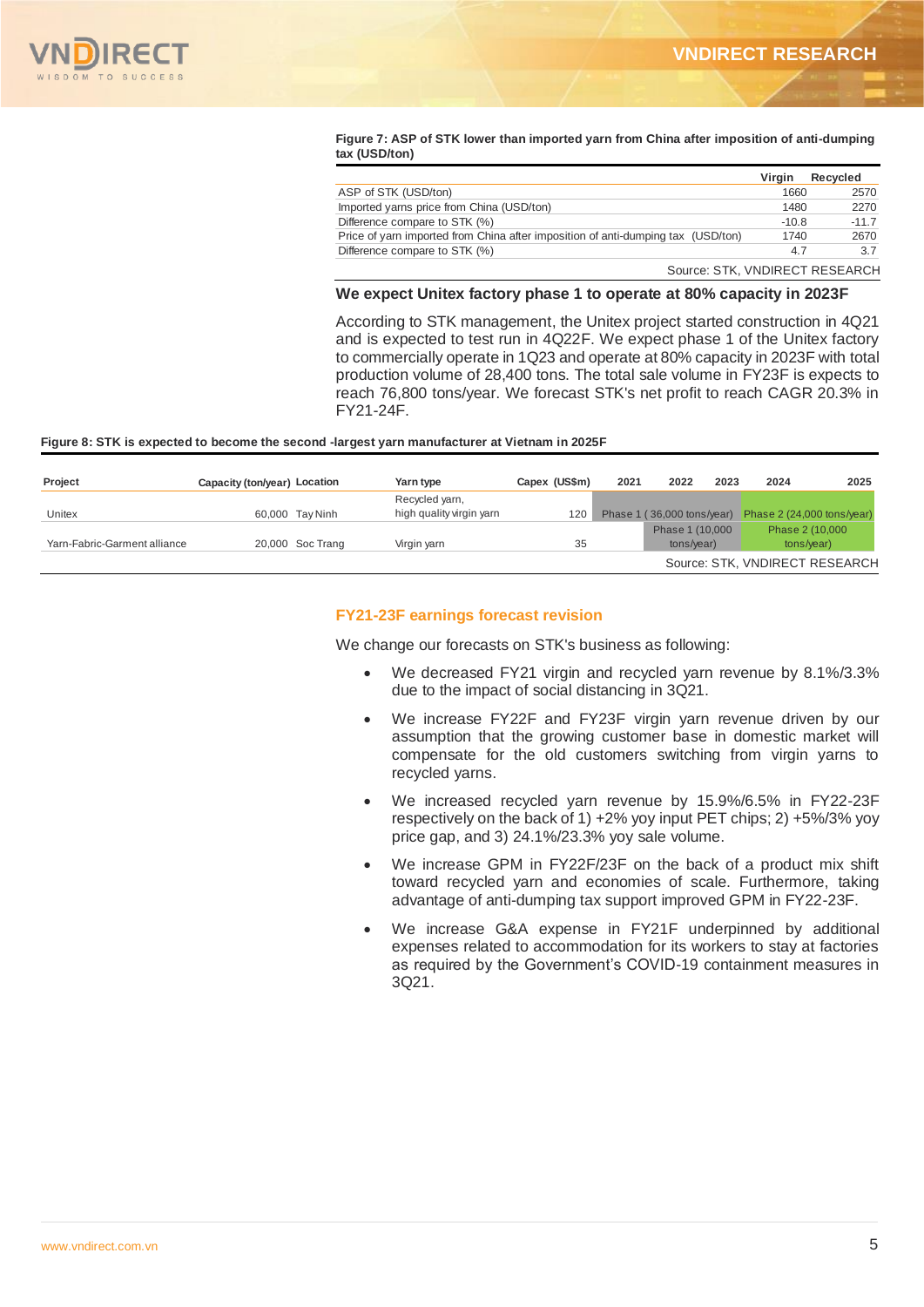**Figure 7: ASP of STK lower than imported yarn from China after imposition of anti-dumping tax (USD/ton)**

| | Virgin | Recycled |
|---|---|---|
| ASP of STK (USD/ton) | 1660 | 2570 |
| Imported yarns price from China (USD/ton) | 1480 | 2270 |
| Difference compare to STK (%) | -10.8 | -11.7 |
| Price of yarn imported from China after imposition of anti-dumping tax (USD/ton) | 1740 | 2670 |
| Difference compare to STK (%) | 4.7 | 3.7 |

Source: STK, VNDIRECT RESEARCH

### We expect Unitex factory phase 1 to operate at 80% capacity in 2023F

According to STK management, the Unitex project started construction in 4Q21 and is expected to test run in 4Q22F. We expect phase 1 of the Unitex factory to commercially operate in 1Q23 and operate at 80% capacity in 2023F with total production volume of 28,400 tons. The total sale volume in FY23F is expects to reach 76,800 tons/year. We forecast STK's net profit to reach CAGR 20.3% in FY21-24F.

**Figure 8: STK is expected to become the second -largest yarn manufacturer at Vietnam in 2025F**

| Project | Capacity (ton/year) | Location | Yarn type | Capex (US$m) | 2021 | 2022 | 2023 | 2024 | 2025 |
|---|---|---|---|---|---|---|---|---|---|
| Unitex | 60,000 | Tay Ninh | Recycled yarn, high quality virgin yarn | 120 | Phase 1 ( 36,000 tons/year) | | | Phase 2 (24,000 tons/year) | |
| Yarn-Fabric-Garment alliance | 20,000 | Soc Trang | Virgin yarn | 35 | | Phase 1 (10,000 tons/year) | | Phase 2 (10,000 tons/year) | |

Source: STK, VNDIRECT RESEARCH

## FY21-23F earnings forecast revision

We change our forecasts on STK's business as following:

- We decreased FY21 virgin and recycled yarn revenue by 8.1%/3.3% due to the impact of social distancing in 3Q21.
- We increase FY22F and FY23F virgin yarn revenue driven by our assumption that the growing customer base in domestic market will compensate for the old customers switching from virgin yarns to recycled yarns.
- We increased recycled yarn revenue by 15.9%/6.5% in FY22-23F respectively on the back of 1) +2% yoy input PET chips; 2) +5%/3% yoy price gap, and 3) 24.1%/23.3% yoy sale volume.
- We increase GPM in FY22F/23F on the back of a product mix shift toward recycled yarn and economies of scale. Furthermore, taking advantage of anti-dumping tax support improved GPM in FY22-23F.
- We increase G&A expense in FY21F underpinned by additional expenses related to accommodation for its workers to stay at factories as required by the Government's COVID-19 containment measures in 3Q21.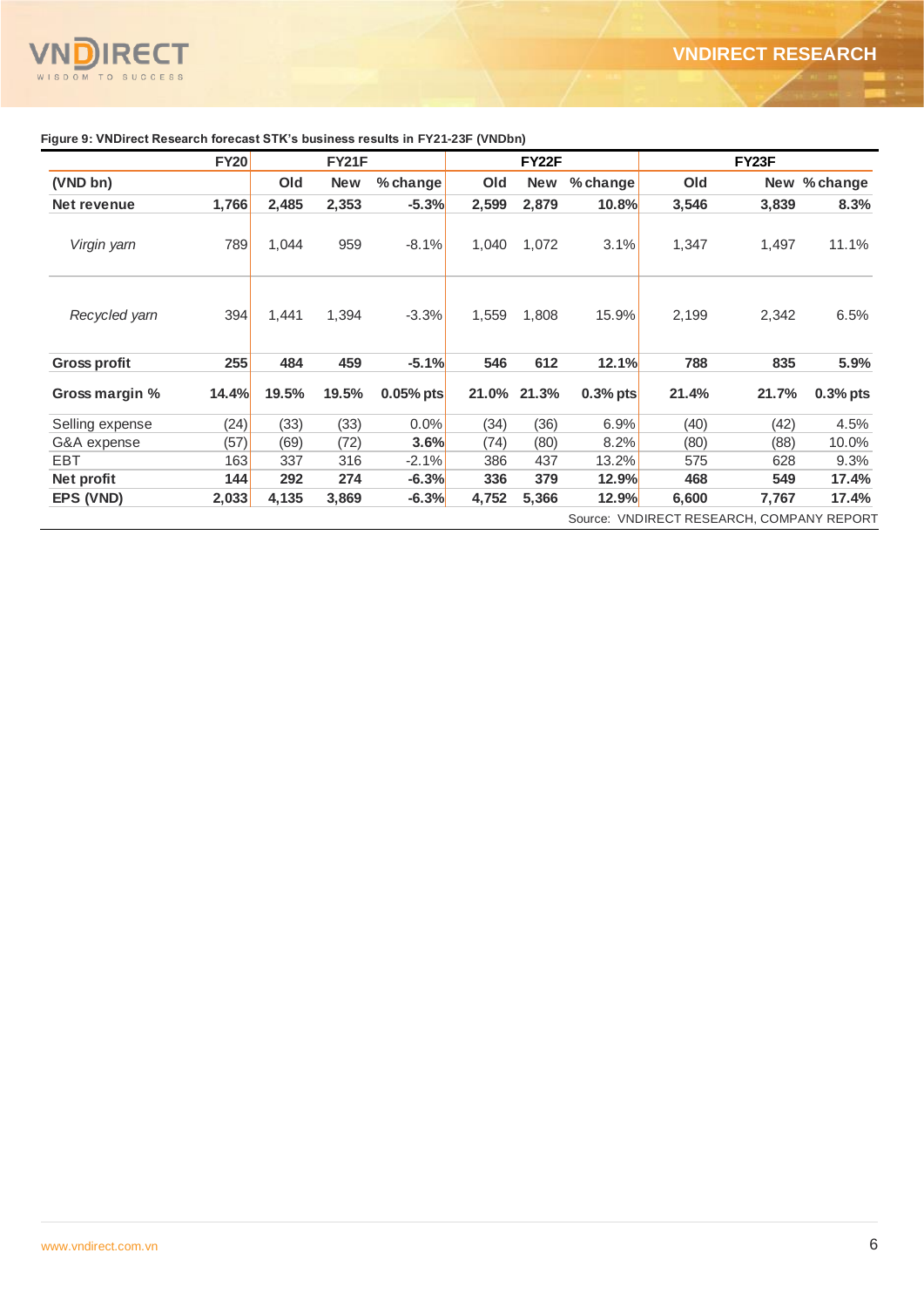**Figure 9: VNDirect Research forecast STK's business results in FY21-23F (VNDbn)**

| | FY20 | FY21F | | | FY22F | | | FY23F | | |
|---|---|---|---|---|---|---|---|---|---|---|
| (VND bn) | | Old | New | % change | Old | New | % change | Old | New | % change |
| **Net revenue** | **1,766** | **2,485** | **2,353** | **-5.3%** | **2,599** | **2,879** | **10.8%** | **3,546** | **3,839** | **8.3%** |
| *Virgin yarn* | 789 | 1,044 | 959 | -8.1% | 1,040 | 1,072 | 3.1% | 1,347 | 1,497 | 11.1% |
| *Recycled yarn* | 394 | 1,441 | 1,394 | -3.3% | 1,559 | 1,808 | 15.9% | 2,199 | 2,342 | 6.5% |
| **Gross profit** | **255** | **484** | **459** | **-5.1%** | **546** | **612** | **12.1%** | **788** | **835** | **5.9%** |
| **Gross margin %** | **14.4%** | **19.5%** | **19.5%** | **0.05% pts** | **21.0%** | **21.3%** | **0.3% pts** | **21.4%** | **21.7%** | **0.3% pts** |
| Selling expense | (24) | (33) | (33) | 0.0% | (34) | (36) | 6.9% | (40) | (42) | 4.5% |
| G&A expense | (57) | (69) | (72) | **3.6%** | (74) | (80) | 8.2% | (80) | (88) | 10.0% |
| EBT | 163 | 337 | 316 | -2.1% | 386 | 437 | 13.2% | 575 | 628 | 9.3% |
| **Net profit** | **144** | **292** | **274** | **-6.3%** | **336** | **379** | **12.9%** | **468** | **549** | **17.4%** |
| **EPS (VND)** | **2,033** | **4,135** | **3,869** | **-6.3%** | **4,752** | **5,366** | **12.9%** | **6,600** | **7,767** | **17.4%** |

Source: VNDIRECT RESEARCH, COMPANY REPORT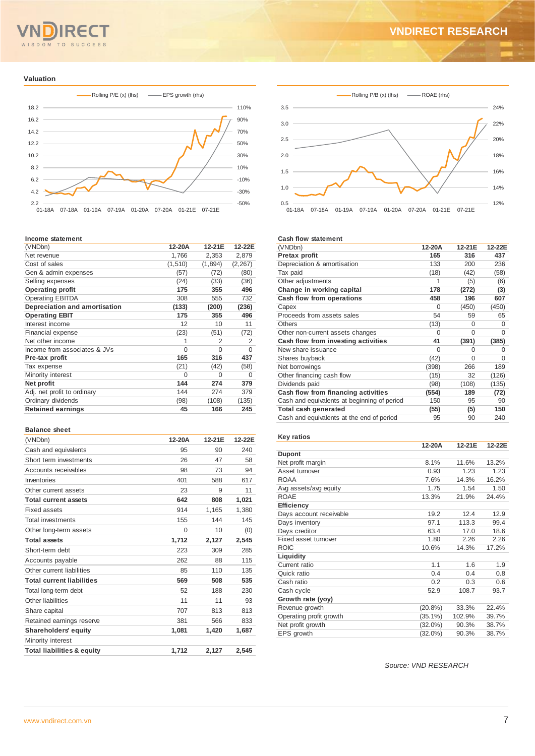## Valuation

## Income statement

| (VNDbn) | 12-20A | 12-21E | 12-22E |
|---|---|---|---|
| Net revenue | 1,766 | 2,353 | 2,879 |
| Cost of sales | (1,510) | (1,894) | (2,267) |
| Gen & admin expenses | (57) | (72) | (80) |
| Selling expenses | (24) | (33) | (36) |
| **Operating profit** | **175** | **355** | **496** |
| Operating EBITDA | 308 | 555 | 732 |
| **Depreciation and amortisation** | **(133)** | **(200)** | **(236)** |
| **Operating EBIT** | **175** | **355** | **496** |
| Interest income | 12 | 10 | 11 |
| Financial expense | (23) | (51) | (72) |
| Net other income | 1 | 2 | 2 |
| Income from associates & JVs | 0 | 0 | 0 |
| **Pre-tax profit** | **165** | **316** | **437** |
| Tax expense | (21) | (42) | (58) |
| Minority interest | 0 | 0 | 0 |
| **Net profit** | **144** | **274** | **379** |
| Adj. net profit to ordinary | 144 | 274 | 379 |
| Ordinary dividends | (98) | (108) | (135) |
| **Retained earnings** | **45** | **166** | **245** |

## Balance sheet

| (VNDbn) | 12-20A | 12-21E | 12-22E |
|---|---|---|---|
| Cash and equivalents | 95 | 90 | 240 |
| Short term investments | 26 | 47 | 58 |
| Accounts receivables | 98 | 73 | 94 |
| Inventories | 401 | 588 | 617 |
| Other current assets | 23 | 9 | 11 |
| **Total current assets** | **642** | **808** | **1,021** |
| Fixed assets | 914 | 1,165 | 1,380 |
| Total investments | 155 | 144 | 145 |
| Other long-term assets | 0 | 10 | (0) |
| **Total assets** | **1,712** | **2,127** | **2,545** |
| Short-term debt | 223 | 309 | 285 |
| Accounts payable | 262 | 88 | 115 |
| Other current liabilities | 85 | 110 | 135 |
| **Total current liabilities** | **569** | **508** | **535** |
| Total long-term debt | 52 | 188 | 230 |
| Other liabilities | 11 | 11 | 93 |
| Share capital | 707 | 813 | 813 |
| Retained earnings reserve | 381 | 566 | 833 |
| **Shareholders' equity** | **1,081** | **1,420** | **1,687** |
| Minority interest | | | |
| **Total liabilities & equity** | **1,712** | **2,127** | **2,545** |

## Cash flow statement

| (VNDbn) | 12-20A | 12-21E | 12-22E |
|---|---|---|---|
| **Pretax profit** | **165** | **316** | **437** |
| Depreciation & amortisation | 133 | 200 | 236 |
| Tax paid | (18) | (42) | (58) |
| Other adjustments | 1 | (5) | (6) |
| **Change in working capital** | **178** | **(272)** | **(3)** |
| **Cash flow from operations** | **458** | **196** | **607** |
| Capex | 0 | (450) | (450) |
| Proceeds from assets sales | 54 | 59 | 65 |
| Others | (13) | 0 | 0 |
| Other non-current assets changes | 0 | 0 | 0 |
| **Cash flow from investing activities** | **41** | **(391)** | **(385)** |
| New share issuance | 0 | 0 | 0 |
| Shares buyback | (42) | 0 | 0 |
| Net borrowings | (398) | 266 | 189 |
| Other financing cash flow | (15) | 32 | (126) |
| Dividends paid | (98) | (108) | (135) |
| **Cash flow from financing activities** | **(554)** | **189** | **(72)** |
| Cash and equivalents at beginning of period | 150 | 95 | 90 |
| **Total cash generated** | **(55)** | **(5)** | **150** |
| Cash and equivalents at the end of period | 95 | 90 | 240 |

## Key ratios

| | 12-20A | 12-21E | 12-22E |
|---|---|---|---|
| **Dupont** | | | |
| Net profit margin | 8.1% | 11.6% | 13.2% |
| Asset turnover | 0.93 | 1.23 | 1.23 |
| ROAA | 7.6% | 14.3% | 16.2% |
| Avg assets/avg equity | 1.75 | 1.54 | 1.50 |
| ROAE | 13.3% | 21.9% | 24.4% |
| **Efficiency** | | | |
| Days account receivable | 19.2 | 12.4 | 12.9 |
| Days inventory | 97.1 | 113.3 | 99.4 |
| Days creditor | 63.4 | 17.0 | 18.6 |
| Fixed asset turnover | 1.80 | 2.26 | 2.26 |
| ROIC | 10.6% | 14.3% | 17.2% |
| **Liquidity** | | | |
| Current ratio | 1.1 | 1.6 | 1.9 |
| Quick ratio | 0.4 | 0.4 | 0.8 |
| Cash ratio | 0.2 | 0.3 | 0.6 |
| Cash cycle | 52.9 | 108.7 | 93.7 |
| **Growth rate (yoy)** | | | |
| Revenue growth | (20.8%) | 33.3% | 22.4% |
| Operating profit growth | (35.1%) | 102.9% | 39.7% |
| Net profit growth | (32.0%) | 90.3% | 38.7% |
| EPS growth | (32.0%) | 90.3% | 38.7% |

*Source: VND RESEARCH*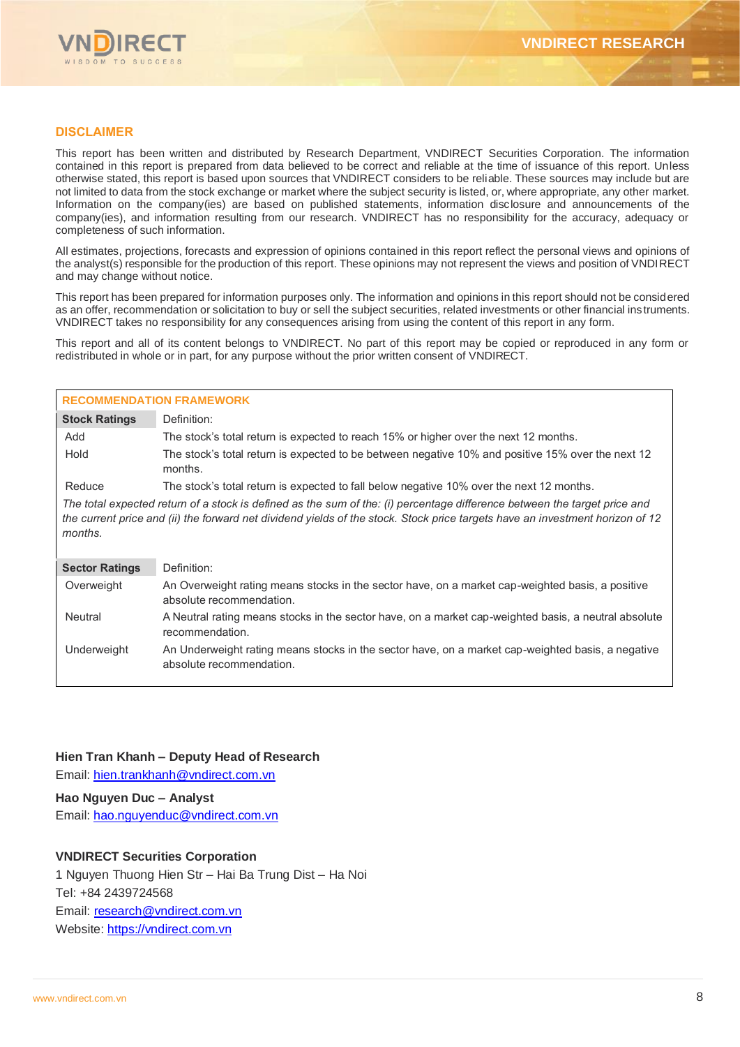## DISCLAIMER

This report has been written and distributed by Research Department, VNDIRECT Securities Corporation. The information contained in this report is prepared from data believed to be correct and reliable at the time of issuance of this report. Unless otherwise stated, this report is based upon sources that VNDIRECT considers to be reliable. These sources may include but are not limited to data from the stock exchange or market where the subject security is listed, or, where appropriate, any other market. Information on the company(ies) are based on published statements, information disclosure and announcements of the company(ies), and information resulting from our research. VNDIRECT has no responsibility for the accuracy, adequacy or completeness of such information.

All estimates, projections, forecasts and expression of opinions contained in this report reflect the personal views and opinions of the analyst(s) responsible for the production of this report. These opinions may not represent the views and position of VNDIRECT and may change without notice.

This report has been prepared for information purposes only. The information and opinions in this report should not be considered as an offer, recommendation or solicitation to buy or sell the subject securities, related investments or other financial instruments. VNDIRECT takes no responsibility for any consequences arising from using the content of this report in any form.

This report and all of its content belongs to VNDIRECT. No part of this report may be copied or reproduced in any form or redistributed in whole or in part, for any purpose without the prior written consent of VNDIRECT.

### RECOMMENDATION FRAMEWORK

| **Stock Ratings** | Definition: |
|---|---|
| Add | The stock's total return is expected to reach 15% or higher over the next 12 months. |
| Hold | The stock's total return is expected to be between negative 10% and positive 15% over the next 12 months. |
| Reduce | The stock's total return is expected to fall below negative 10% over the next 12 months. |

*The total expected return of a stock is defined as the sum of the: (i) percentage difference between the target price and the current price and (ii) the forward net dividend yields of the stock. Stock price targets have an investment horizon of 12 months.*

| **Sector Ratings** | Definition: |
|---|---|
| Overweight | An Overweight rating means stocks in the sector have, on a market cap-weighted basis, a positive absolute recommendation. |
| Neutral | A Neutral rating means stocks in the sector have, on a market cap-weighted basis, a neutral absolute recommendation. |
| Underweight | An Underweight rating means stocks in the sector have, on a market cap-weighted basis, a negative absolute recommendation. |

**Hien Tran Khanh – Deputy Head of Research**
Email: hien.trankhanh@vndirect.com.vn

**Hao Nguyen Duc – Analyst**
Email: hao.nguyenduc@vndirect.com.vn

**VNDIRECT Securities Corporation**
1 Nguyen Thuong Hien Str – Hai Ba Trung Dist – Ha Noi
Tel: +84 2439724568
Email: research@vndirect.com.vn
Website: https://vndirect.com.vn